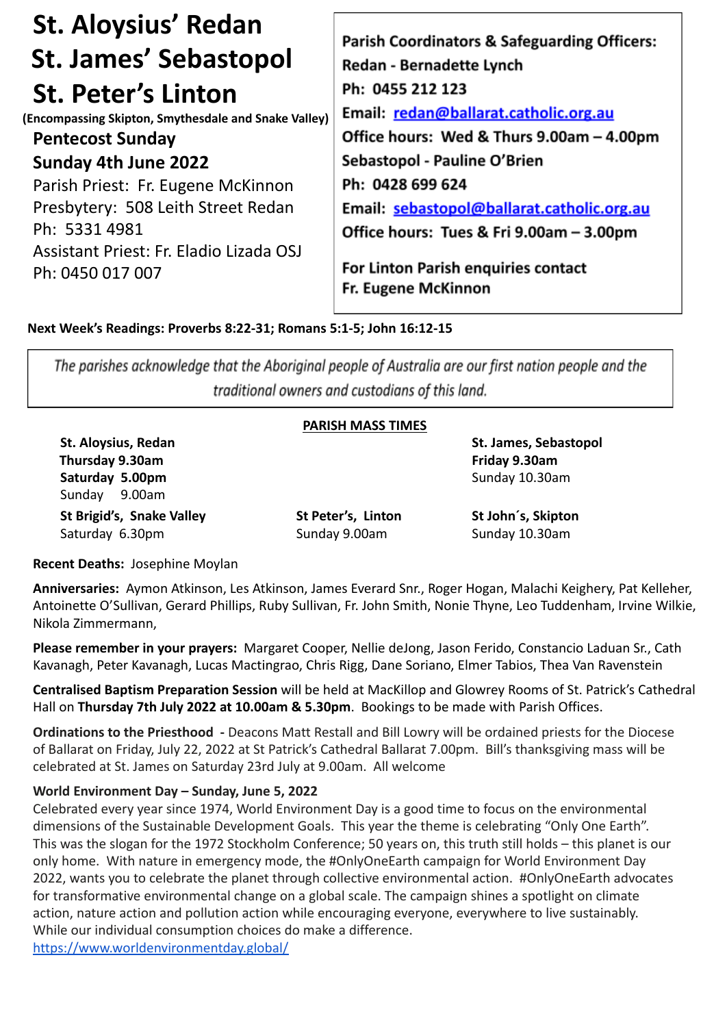# St. Aloysius' Redan
# St. James' Sebastopol
# St. Peter's Linton

**(Encompassing Skipton, Smythesdale and Snake Valley)**

**Pentecost Sunday**

**Sunday 4th June 2022**

Parish Priest: Fr. Eugene McKinnon
Presbytery: 508 Leith Street Redan
Ph: 5331 4981
Assistant Priest: Fr. Eladio Lizada OSJ
Ph: 0450 017 007

**Parish Coordinators & Safeguarding Officers:**
**Redan - Bernadette Lynch**
**Ph: 0455 212 123**
**Email: redan@ballarat.catholic.org.au**
**Office hours: Wed & Thurs 9.00am – 4.00pm**
**Sebastopol - Pauline O'Brien**
**Ph: 0428 699 624**
**Email: sebastopol@ballarat.catholic.org.au**
**Office hours: Tues & Fri 9.00am – 3.00pm**

**For Linton Parish enquiries contact**
**Fr. Eugene McKinnon**

**Next Week's Readings: Proverbs 8:22-31; Romans 5:1-5; John 16:12-15**

*The parishes acknowledge that the Aboriginal people of Australia are our first nation people and the traditional owners and custodians of this land.*

**PARISH MASS TIMES**

**St. Aloysius, Redan**
**Thursday 9.30am**
**Saturday 5.00pm**
Sunday 9.00am

**St. James, Sebastopol**
**Friday 9.30am**
Sunday 10.30am

**St Brigid's, Snake Valley**
Saturday 6.30pm

**St Peter's, Linton**
Sunday 9.00am

**St John´s, Skipton**
Sunday 10.30am

**Recent Deaths:** Josephine Moylan

**Anniversaries:** Aymon Atkinson, Les Atkinson, James Everard Snr., Roger Hogan, Malachi Keighery, Pat Kelleher, Antoinette O'Sullivan, Gerard Phillips, Ruby Sullivan, Fr. John Smith, Nonie Thyne, Leo Tuddenham, Irvine Wilkie, Nikola Zimmermann,

**Please remember in your prayers:** Margaret Cooper, Nellie deJong, Jason Ferido, Constancio Laduan Sr., Cath Kavanagh, Peter Kavanagh, Lucas Mactingrao, Chris Rigg, Dane Soriano, Elmer Tabios, Thea Van Ravenstein

**Centralised Baptism Preparation Session** will be held at MacKillop and Glowrey Rooms of St. Patrick's Cathedral Hall on **Thursday 7th July 2022 at 10.00am & 5.30pm**. Bookings to be made with Parish Offices.

**Ordinations to the Priesthood -** Deacons Matt Restall and Bill Lowry will be ordained priests for the Diocese of Ballarat on Friday, July 22, 2022 at St Patrick's Cathedral Ballarat 7.00pm. Bill's thanksgiving mass will be celebrated at St. James on Saturday 23rd July at 9.00am. All welcome

**World Environment Day – Sunday, June 5, 2022**

Celebrated every year since 1974, World Environment Day is a good time to focus on the environmental dimensions of the Sustainable Development Goals. This year the theme is celebrating "Only One Earth". This was the slogan for the 1972 Stockholm Conference; 50 years on, this truth still holds – this planet is our only home. With nature in emergency mode, the #OnlyOneEarth campaign for World Environment Day 2022, wants you to celebrate the planet through collective environmental action. #OnlyOneEarth advocates for transformative environmental change on a global scale. The campaign shines a spotlight on climate action, nature action and pollution action while encouraging everyone, everywhere to live sustainably. While our individual consumption choices do make a difference.
https://www.worldenvironmentday.global/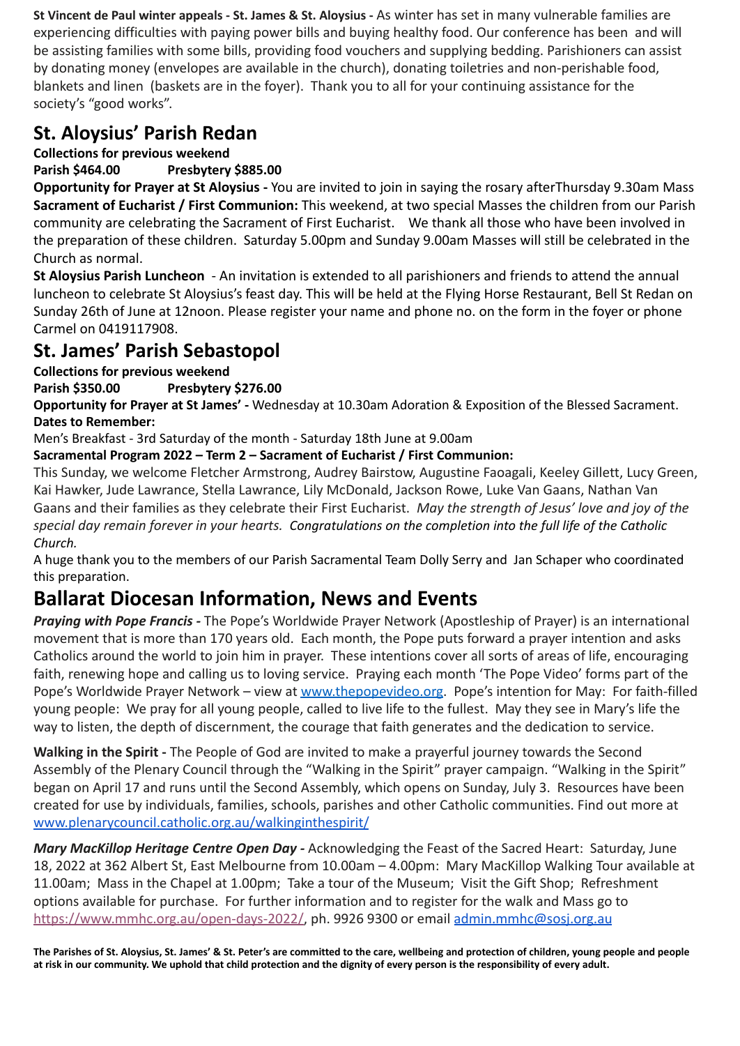**St Vincent de Paul winter appeals - St. James & St. Aloysius -** As winter has set in many vulnerable families are experiencing difficulties with paying power bills and buying healthy food. Our conference has been and will be assisting families with some bills, providing food vouchers and supplying bedding. Parishioners can assist by donating money (envelopes are available in the church), donating toiletries and non-perishable food, blankets and linen (baskets are in the foyer). Thank you to all for your continuing assistance for the society's "good works".

## St. Aloysius' Parish Redan

**Collections for previous weekend**

**Parish $464.00  Presbytery $885.00**

**Opportunity for Prayer at St Aloysius -** You are invited to join in saying the rosary afterThursday 9.30am Mass

**Sacrament of Eucharist / First Communion:** This weekend, at two special Masses the children from our Parish community are celebrating the Sacrament of First Eucharist. We thank all those who have been involved in the preparation of these children. Saturday 5.00pm and Sunday 9.00am Masses will still be celebrated in the Church as normal.

**St Aloysius Parish Luncheon** - An invitation is extended to all parishioners and friends to attend the annual luncheon to celebrate St Aloysius's feast day. This will be held at the Flying Horse Restaurant, Bell St Redan on Sunday 26th of June at 12noon. Please register your name and phone no. on the form in the foyer or phone Carmel on 0419117908.

## St. James' Parish Sebastopol

**Collections for previous weekend**

**Parish $350.00  Presbytery $276.00**

**Opportunity for Prayer at St James' -** Wednesday at 10.30am Adoration & Exposition of the Blessed Sacrament.

**Dates to Remember:**

Men's Breakfast - 3rd Saturday of the month - Saturday 18th June at 9.00am

**Sacramental Program 2022 – Term 2 – Sacrament of Eucharist / First Communion:**

This Sunday, we welcome Fletcher Armstrong, Audrey Bairstow, Augustine Faoagali, Keeley Gillett, Lucy Green, Kai Hawker, Jude Lawrance, Stella Lawrance, Lily McDonald, Jackson Rowe, Luke Van Gaans, Nathan Van Gaans and their families as they celebrate their First Eucharist. *May the strength of Jesus' love and joy of the special day remain forever in your hearts. Congratulations on the completion into the full life of the Catholic Church.*

A huge thank you to the members of our Parish Sacramental Team Dolly Serry and Jan Schaper who coordinated this preparation.

# Ballarat Diocesan Information, News and Events

***Praying with Pope Francis -*** The Pope's Worldwide Prayer Network (Apostleship of Prayer) is an international movement that is more than 170 years old. Each month, the Pope puts forward a prayer intention and asks Catholics around the world to join him in prayer. These intentions cover all sorts of areas of life, encouraging faith, renewing hope and calling us to loving service. Praying each month 'The Pope Video' forms part of the Pope's Worldwide Prayer Network – view at www.thepopevideo.org. Pope's intention for May: For faith-filled young people: We pray for all young people, called to live life to the fullest. May they see in Mary's life the way to listen, the depth of discernment, the courage that faith generates and the dedication to service.

**Walking in the Spirit -** The People of God are invited to make a prayerful journey towards the Second Assembly of the Plenary Council through the "Walking in the Spirit" prayer campaign. "Walking in the Spirit" began on April 17 and runs until the Second Assembly, which opens on Sunday, July 3. Resources have been created for use by individuals, families, schools, parishes and other Catholic communities. Find out more at www.plenarycouncil.catholic.org.au/walkinginthespirit/

***Mary MacKillop Heritage Centre Open Day -*** Acknowledging the Feast of the Sacred Heart: Saturday, June 18, 2022 at 362 Albert St, East Melbourne from 10.00am – 4.00pm: Mary MacKillop Walking Tour available at 11.00am; Mass in the Chapel at 1.00pm; Take a tour of the Museum; Visit the Gift Shop; Refreshment options available for purchase. For further information and to register for the walk and Mass go to https://www.mmhc.org.au/open-days-2022/, ph. 9926 9300 or email admin.mmhc@sosj.org.au

**The Parishes of St. Aloysius, St. James' & St. Peter's are committed to the care, wellbeing and protection of children, young people and people at risk in our community. We uphold that child protection and the dignity of every person is the responsibility of every adult.**